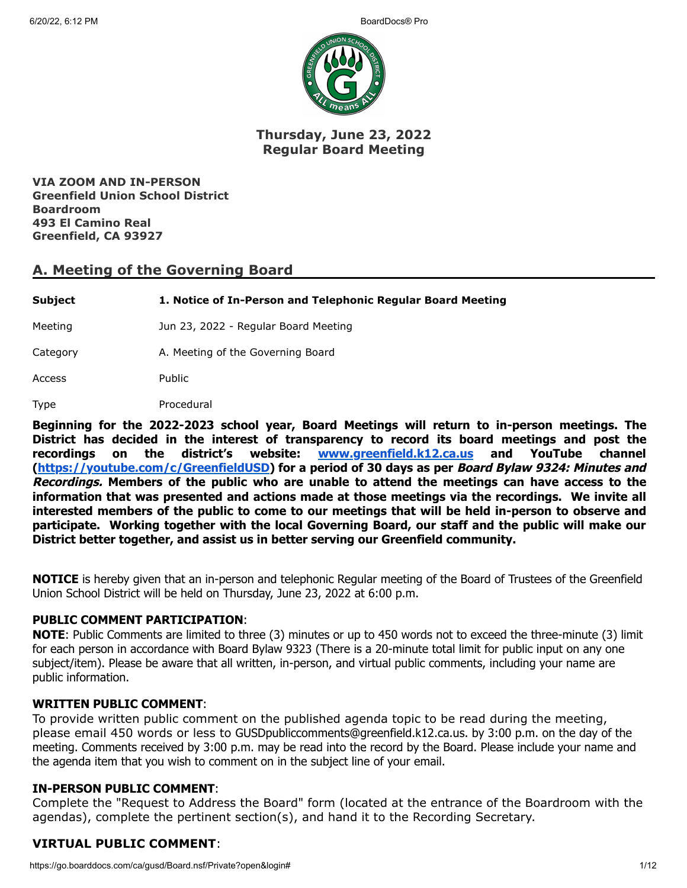**Thursday, June 23, 2022**
**Regular Board Meeting**

**VIA ZOOM AND IN-PERSON**
**Greenfield Union School District**
**Boardroom**
**493 El Camino Real**
**Greenfield, CA 93927**

## A. Meeting of the Governing Board

| | |
|---|---|
| **Subject** | **1. Notice of In-Person and Telephonic Regular Board Meeting** |
| Meeting | Jun 23, 2022 - Regular Board Meeting |
| Category | A. Meeting of the Governing Board |
| Access | Public |
| Type | Procedural |

**Beginning for the 2022-2023 school year, Board Meetings will return to in-person meetings. The District has decided in the interest of transparency to record its board meetings and post the recordings on the district's website: www.greenfield.k12.ca.us and YouTube channel (https://youtube.com/c/GreenfieldUSD) for a period of 30 days as per *Board Bylaw 9324: Minutes and Recordings.* Members of the public who are unable to attend the meetings can have access to the information that was presented and actions made at those meetings via the recordings. We invite all interested members of the public to come to our meetings that will be held in-person to observe and participate. Working together with the local Governing Board, our staff and the public will make our District better together, and assist us in better serving our Greenfield community.**

**NOTICE** is hereby given that an in-person and telephonic Regular meeting of the Board of Trustees of the Greenfield Union School District will be held on Thursday, June 23, 2022 at 6:00 p.m.

**PUBLIC COMMENT PARTICIPATION**:

**NOTE**: Public Comments are limited to three (3) minutes or up to 450 words not to exceed the three-minute (3) limit for each person in accordance with Board Bylaw 9323 (There is a 20-minute total limit for public input on any one subject/item). Please be aware that all written, in-person, and virtual public comments, including your name are public information.

**WRITTEN PUBLIC COMMENT**:

To provide written public comment on the published agenda topic to be read during the meeting, please email 450 words or less to GUSDpubliccomments@greenfield.k12.ca.us. by 3:00 p.m. on the day of the meeting. Comments received by 3:00 p.m. may be read into the record by the Board. Please include your name and the agenda item that you wish to comment on in the subject line of your email.

**IN-PERSON PUBLIC COMMENT**:

Complete the "Request to Address the Board" form (located at the entrance of the Boardroom with the agendas), complete the pertinent section(s), and hand it to the Recording Secretary.

**VIRTUAL PUBLIC COMMENT**: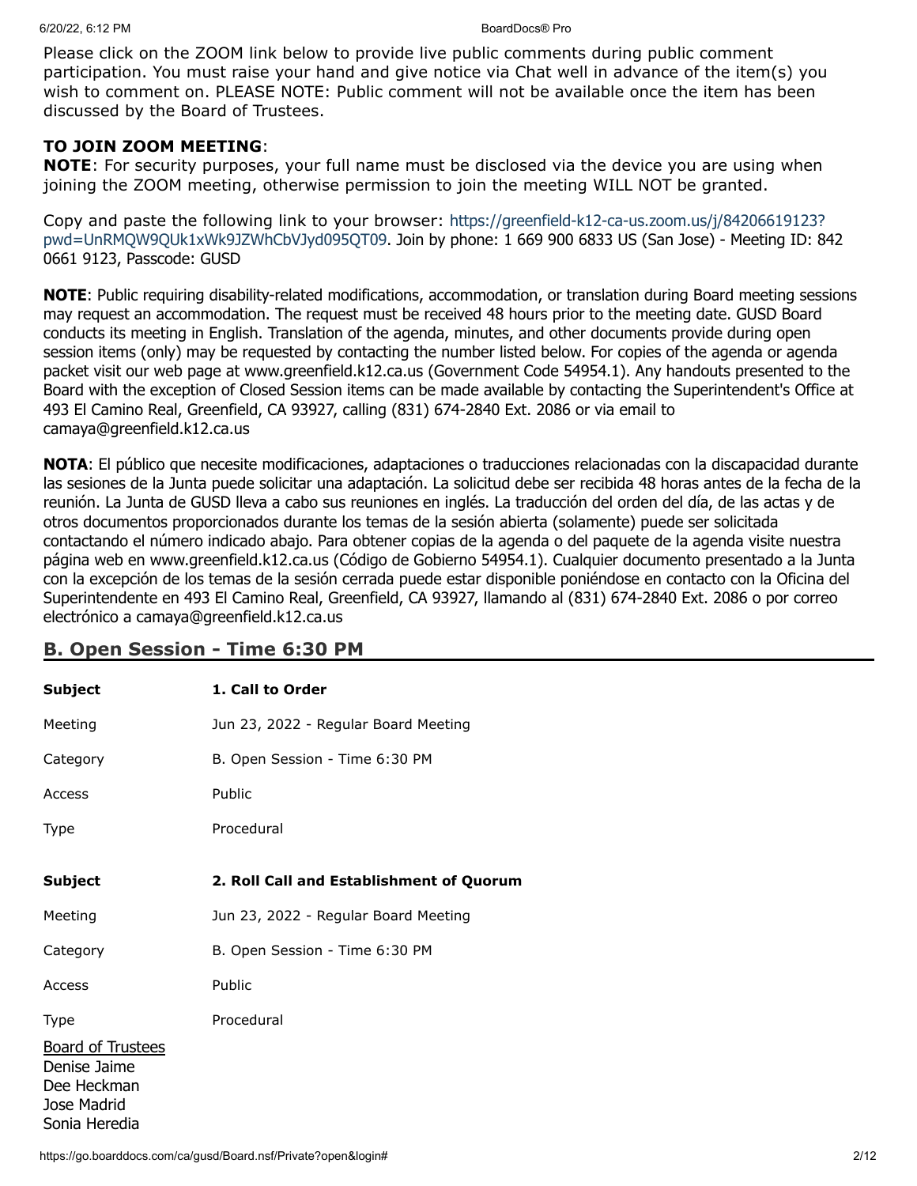Please click on the ZOOM link below to provide live public comments during public comment participation. You must raise your hand and give notice via Chat well in advance of the item(s) you wish to comment on. PLEASE NOTE: Public comment will not be available once the item has been discussed by the Board of Trustees.

**TO JOIN ZOOM MEETING**:
**NOTE**: For security purposes, your full name must be disclosed via the device you are using when joining the ZOOM meeting, otherwise permission to join the meeting WILL NOT be granted.

Copy and paste the following link to your browser: https://greenfield-k12-ca-us.zoom.us/j/84206619123?pwd=UnRMQW9QUk1xWk9JZWhCbVJyd095QT09. Join by phone: 1 669 900 6833 US (San Jose) - Meeting ID: 842 0661 9123, Passcode: GUSD

**NOTE**: Public requiring disability-related modifications, accommodation, or translation during Board meeting sessions may request an accommodation. The request must be received 48 hours prior to the meeting date. GUSD Board conducts its meeting in English. Translation of the agenda, minutes, and other documents provide during open session items (only) may be requested by contacting the number listed below. For copies of the agenda or agenda packet visit our web page at www.greenfield.k12.ca.us (Government Code 54954.1). Any handouts presented to the Board with the exception of Closed Session items can be made available by contacting the Superintendent's Office at 493 El Camino Real, Greenfield, CA 93927, calling (831) 674-2840 Ext. 2086 or via email to camaya@greenfield.k12.ca.us

**NOTA**: El público que necesite modificaciones, adaptaciones o traducciones relacionadas con la discapacidad durante las sesiones de la Junta puede solicitar una adaptación. La solicitud debe ser recibida 48 horas antes de la fecha de la reunión. La Junta de GUSD lleva a cabo sus reuniones en inglés. La traducción del orden del día, de las actas y de otros documentos proporcionados durante los temas de la sesión abierta (solamente) puede ser solicitada contactando el número indicado abajo. Para obtener copias de la agenda o del paquete de la agenda visite nuestra página web en www.greenfield.k12.ca.us (Código de Gobierno 54954.1). Cualquier documento presentado a la Junta con la excepción de los temas de la sesión cerrada puede estar disponible poniéndose en contacto con la Oficina del Superintendente en 493 El Camino Real, Greenfield, CA 93927, llamando al (831) 674-2840 Ext. 2086 o por correo electrónico a camaya@greenfield.k12.ca.us

## B. Open Session - Time 6:30 PM

| | |
|---|---|
| **Subject** | **1. Call to Order** |
| Meeting | Jun 23, 2022 - Regular Board Meeting |
| Category | B. Open Session - Time 6:30 PM |
| Access | Public |
| Type | Procedural |

| | |
|---|---|
| **Subject** | **2. Roll Call and Establishment of Quorum** |
| Meeting | Jun 23, 2022 - Regular Board Meeting |
| Category | B. Open Session - Time 6:30 PM |
| Access | Public |
| Type | Procedural |

Board of Trustees
Denise Jaime
Dee Heckman
Jose Madrid
Sonia Heredia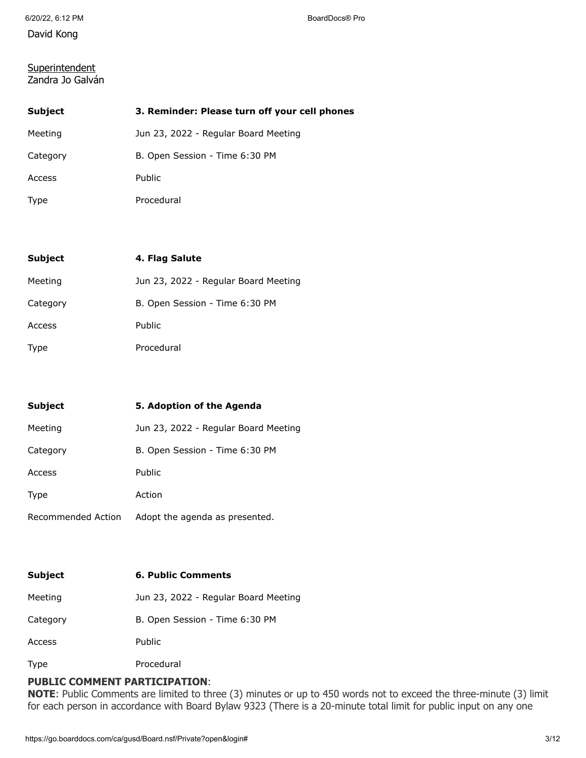David Kong

Superintendent
Zandra Jo Galván

| | |
|---|---|
| **Subject** | **3. Reminder: Please turn off your cell phones** |
| Meeting | Jun 23, 2022 - Regular Board Meeting |
| Category | B. Open Session - Time 6:30 PM |
| Access | Public |
| Type | Procedural |

| | |
|---|---|
| **Subject** | **4. Flag Salute** |
| Meeting | Jun 23, 2022 - Regular Board Meeting |
| Category | B. Open Session - Time 6:30 PM |
| Access | Public |
| Type | Procedural |

| | |
|---|---|
| **Subject** | **5. Adoption of the Agenda** |
| Meeting | Jun 23, 2022 - Regular Board Meeting |
| Category | B. Open Session - Time 6:30 PM |
| Access | Public |
| Type | Action |
| Recommended Action | Adopt the agenda as presented. |

| | |
|---|---|
| **Subject** | **6. Public Comments** |
| Meeting | Jun 23, 2022 - Regular Board Meeting |
| Category | B. Open Session - Time 6:30 PM |
| Access | Public |
| Type | Procedural |

**PUBLIC COMMENT PARTICIPATION**:
**NOTE**: Public Comments are limited to three (3) minutes or up to 450 words not to exceed the three-minute (3) limit for each person in accordance with Board Bylaw 9323 (There is a 20-minute total limit for public input on any one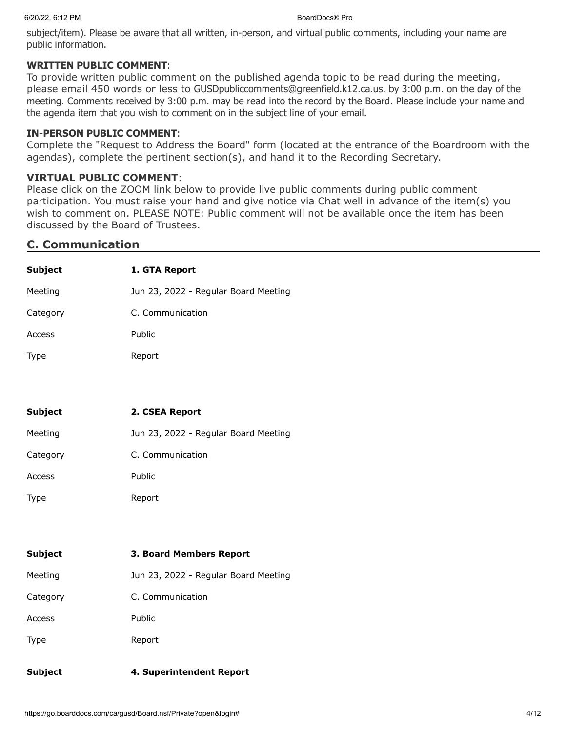subject/item). Please be aware that all written, in-person, and virtual public comments, including your name are public information.

**WRITTEN PUBLIC COMMENT**:
To provide written public comment on the published agenda topic to be read during the meeting, please email 450 words or less to GUSDpubliccomments@greenfield.k12.ca.us. by 3:00 p.m. on the day of the meeting. Comments received by 3:00 p.m. may be read into the record by the Board. Please include your name and the agenda item that you wish to comment on in the subject line of your email.

**IN-PERSON PUBLIC COMMENT**:
Complete the "Request to Address the Board" form (located at the entrance of the Boardroom with the agendas), complete the pertinent section(s), and hand it to the Recording Secretary.

**VIRTUAL PUBLIC COMMENT**:
Please click on the ZOOM link below to provide live public comments during public comment participation. You must raise your hand and give notice via Chat well in advance of the item(s) you wish to comment on. PLEASE NOTE: Public comment will not be available once the item has been discussed by the Board of Trustees.

## C. Communication

| | |
|---|---|
| **Subject** | **1. GTA Report** |
| Meeting | Jun 23, 2022 - Regular Board Meeting |
| Category | C. Communication |
| Access | Public |
| Type | Report |

| | |
|---|---|
| **Subject** | **2. CSEA Report** |
| Meeting | Jun 23, 2022 - Regular Board Meeting |
| Category | C. Communication |
| Access | Public |
| Type | Report |

| | |
|---|---|
| **Subject** | **3. Board Members Report** |
| Meeting | Jun 23, 2022 - Regular Board Meeting |
| Category | C. Communication |
| Access | Public |
| Type | Report |

| | |
|---|---|
| **Subject** | **4. Superintendent Report** |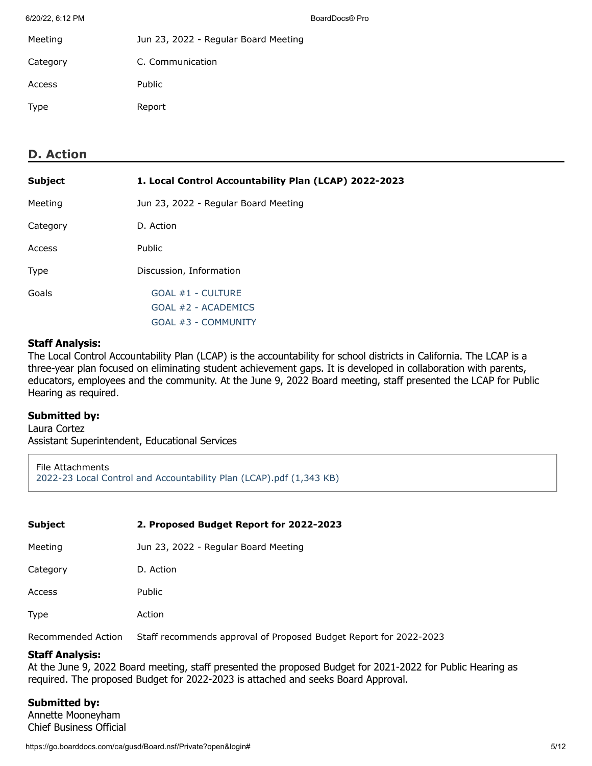| | |
|---|---|
| Meeting | Jun 23, 2022 - Regular Board Meeting |
| Category | C. Communication |
| Access | Public |
| Type | Report |

## D. Action

| | |
|---|---|
| **Subject** | **1. Local Control Accountability Plan (LCAP) 2022-2023** |
| Meeting | Jun 23, 2022 - Regular Board Meeting |
| Category | D. Action |
| Access | Public |
| Type | Discussion, Information |
| Goals | GOAL #1 - CULTURE<br>GOAL #2 - ACADEMICS<br>GOAL #3 - COMMUNITY |

**Staff Analysis:**
The Local Control Accountability Plan (LCAP) is the accountability for school districts in California. The LCAP is a three-year plan focused on eliminating student achievement gaps. It is developed in collaboration with parents, educators, employees and the community. At the June 9, 2022 Board meeting, staff presented the LCAP for Public Hearing as required.

**Submitted by:**
Laura Cortez
Assistant Superintendent, Educational Services

File Attachments
2022-23 Local Control and Accountability Plan (LCAP).pdf (1,343 KB)

| | |
|---|---|
| **Subject** | **2. Proposed Budget Report for 2022-2023** |
| Meeting | Jun 23, 2022 - Regular Board Meeting |
| Category | D. Action |
| Access | Public |
| Type | Action |
| Recommended Action | Staff recommends approval of Proposed Budget Report for 2022-2023 |

**Staff Analysis:**
At the June 9, 2022 Board meeting, staff presented the proposed Budget for 2021-2022 for Public Hearing as required. The proposed Budget for 2022-2023 is attached and seeks Board Approval.

**Submitted by:**
Annette Mooneyham
Chief Business Official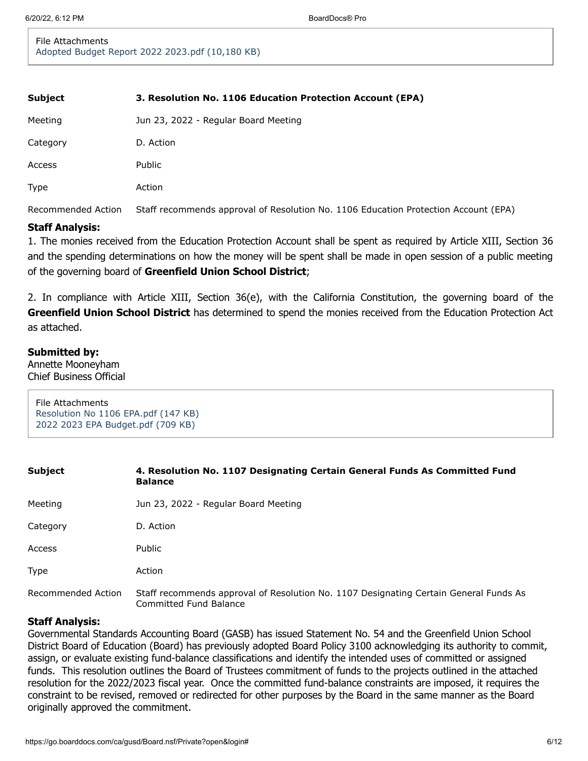File Attachments
Adopted Budget Report 2022 2023.pdf (10,180 KB)

| | |
|---|---|
| **Subject** | **3. Resolution No. 1106 Education Protection Account (EPA)** |
| Meeting | Jun 23, 2022 - Regular Board Meeting |
| Category | D. Action |
| Access | Public |
| Type | Action |
| Recommended Action | Staff recommends approval of Resolution No. 1106 Education Protection Account (EPA) |

**Staff Analysis:**

1. The monies received from the Education Protection Account shall be spent as required by Article XIII, Section 36 and the spending determinations on how the money will be spent shall be made in open session of a public meeting of the governing board of **Greenfield Union School District**;

2. In compliance with Article XIII, Section 36(e), with the California Constitution, the governing board of the **Greenfield Union School District** has determined to spend the monies received from the Education Protection Act as attached.

**Submitted by:**
Annette Mooneyham
Chief Business Official

File Attachments
Resolution No 1106 EPA.pdf (147 KB)
2022 2023 EPA Budget.pdf (709 KB)

| | |
|---|---|
| **Subject** | **4. Resolution No. 1107 Designating Certain General Funds As Committed Fund Balance** |
| Meeting | Jun 23, 2022 - Regular Board Meeting |
| Category | D. Action |
| Access | Public |
| Type | Action |
| Recommended Action | Staff recommends approval of Resolution No. 1107 Designating Certain General Funds As Committed Fund Balance |

**Staff Analysis:**

Governmental Standards Accounting Board (GASB) has issued Statement No. 54 and the Greenfield Union School District Board of Education (Board) has previously adopted Board Policy 3100 acknowledging its authority to commit, assign, or evaluate existing fund-balance classifications and identify the intended uses of committed or assigned funds. This resolution outlines the Board of Trustees commitment of funds to the projects outlined in the attached resolution for the 2022/2023 fiscal year. Once the committed fund-balance constraints are imposed, it requires the constraint to be revised, removed or redirected for other purposes by the Board in the same manner as the Board originally approved the commitment.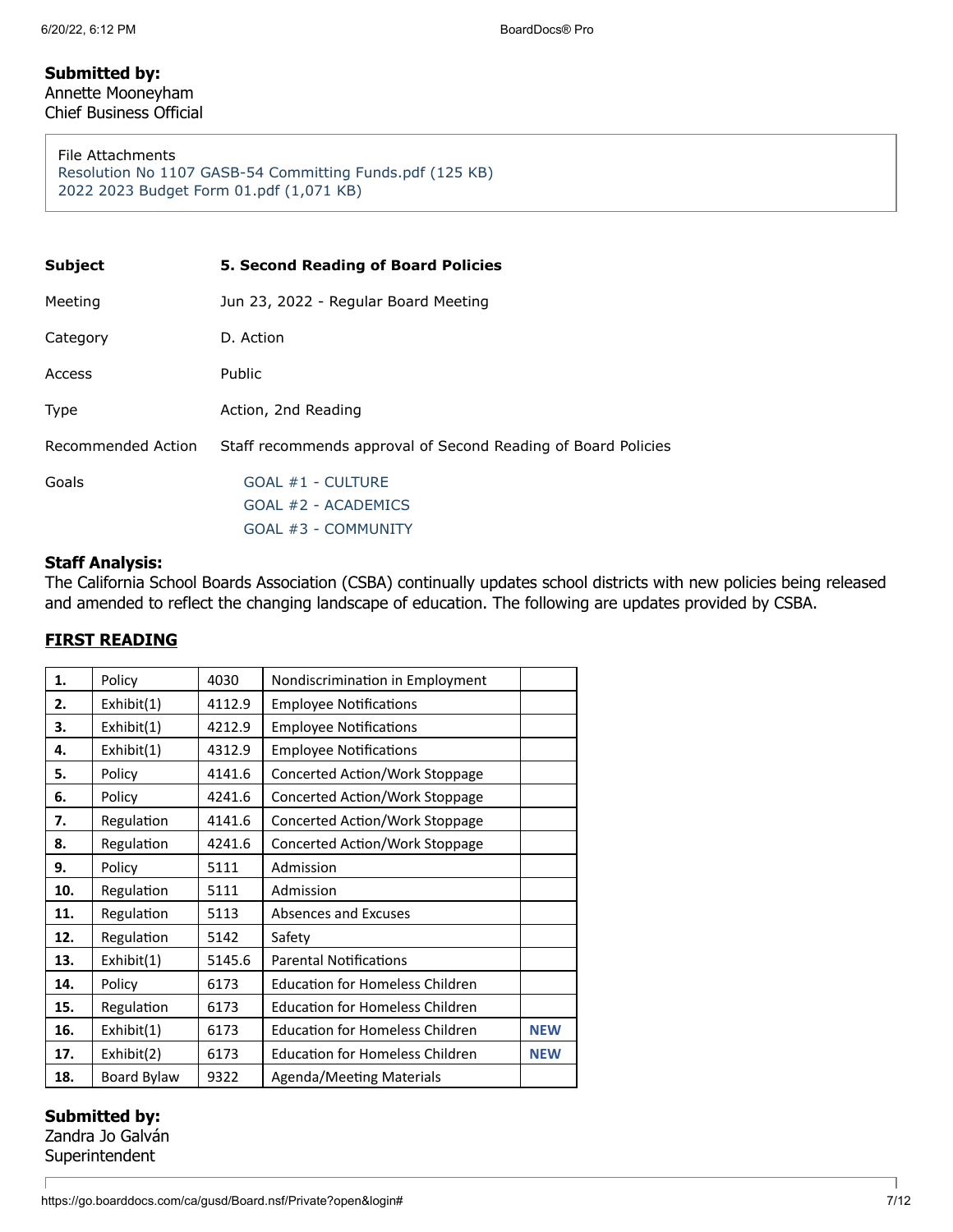**Submitted by:**
Annette Mooneyham
Chief Business Official

File Attachments
Resolution No 1107 GASB-54 Committing Funds.pdf (125 KB)
2022 2023 Budget Form 01.pdf (1,071 KB)

| | |
|---|---|
| **Subject** | **5. Second Reading of Board Policies** |
| Meeting | Jun 23, 2022 - Regular Board Meeting |
| Category | D. Action |
| Access | Public |
| Type | Action, 2nd Reading |
| Recommended Action | Staff recommends approval of Second Reading of Board Policies |
| Goals | GOAL #1 - CULTURE<br>GOAL #2 - ACADEMICS<br>GOAL #3 - COMMUNITY |

**Staff Analysis:**
The California School Boards Association (CSBA) continually updates school districts with new policies being released and amended to reflect the changing landscape of education. The following are updates provided by CSBA.

**FIRST READING**

| | | | | |
|---|---|---|---|---|
| **1.** | Policy | 4030 | Nondiscrimination in Employment | |
| **2.** | Exhibit(1) | 4112.9 | Employee Notifications | |
| **3.** | Exhibit(1) | 4212.9 | Employee Notifications | |
| **4.** | Exhibit(1) | 4312.9 | Employee Notifications | |
| **5.** | Policy | 4141.6 | Concerted Action/Work Stoppage | |
| **6.** | Policy | 4241.6 | Concerted Action/Work Stoppage | |
| **7.** | Regulation | 4141.6 | Concerted Action/Work Stoppage | |
| **8.** | Regulation | 4241.6 | Concerted Action/Work Stoppage | |
| **9.** | Policy | 5111 | Admission | |
| **10.** | Regulation | 5111 | Admission | |
| **11.** | Regulation | 5113 | Absences and Excuses | |
| **12.** | Regulation | 5142 | Safety | |
| **13.** | Exhibit(1) | 5145.6 | Parental Notifications | |
| **14.** | Policy | 6173 | Education for Homeless Children | |
| **15.** | Regulation | 6173 | Education for Homeless Children | |
| **16.** | Exhibit(1) | 6173 | Education for Homeless Children | **NEW** |
| **17.** | Exhibit(2) | 6173 | Education for Homeless Children | **NEW** |
| **18.** | Board Bylaw | 9322 | Agenda/Meeting Materials | |

**Submitted by:**
Zandra Jo Galván
Superintendent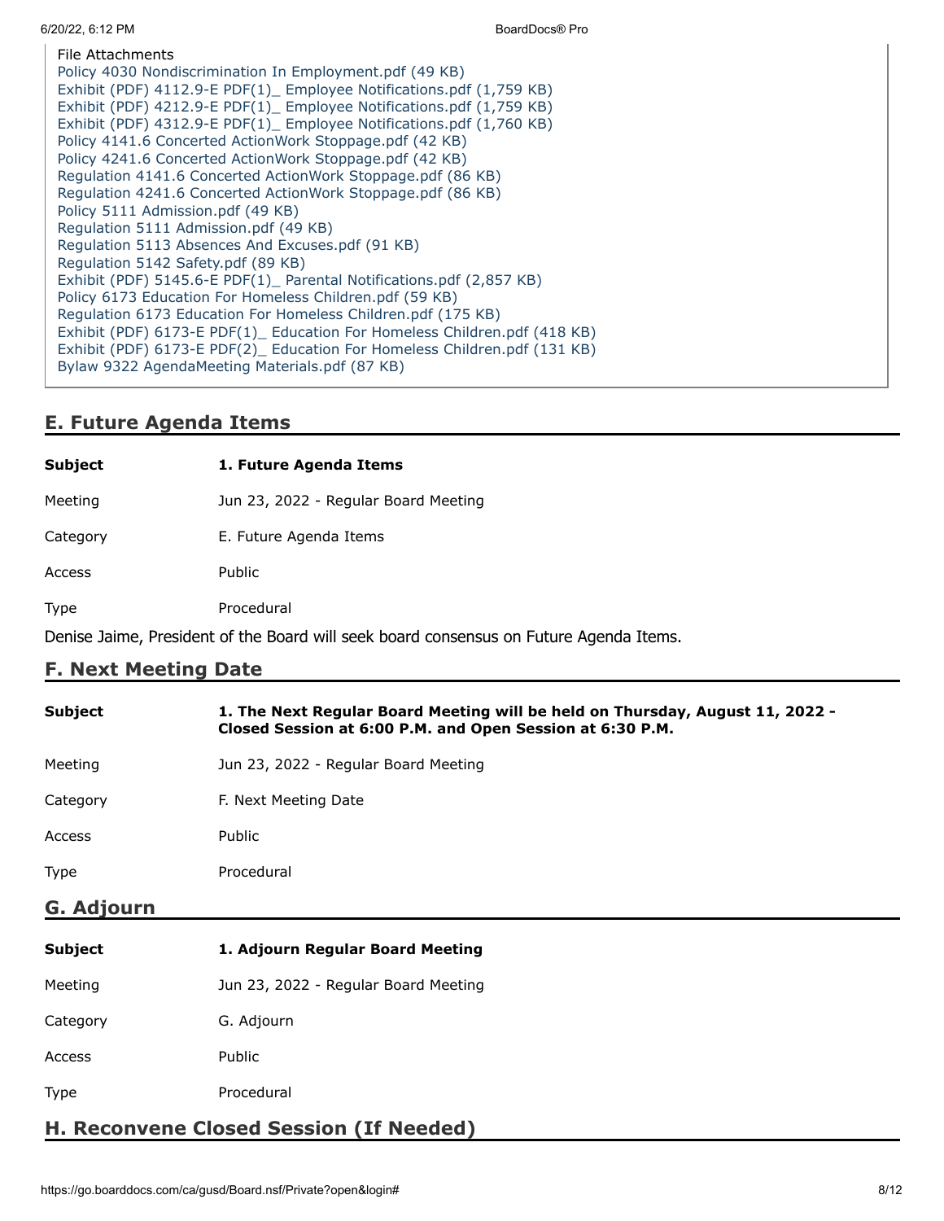File Attachments

Policy 4030 Nondiscrimination In Employment.pdf (49 KB)
Exhibit (PDF) 4112.9-E PDF(1)_ Employee Notifications.pdf (1,759 KB)
Exhibit (PDF) 4212.9-E PDF(1)_ Employee Notifications.pdf (1,759 KB)
Exhibit (PDF) 4312.9-E PDF(1)_ Employee Notifications.pdf (1,760 KB)
Policy 4141.6 Concerted ActionWork Stoppage.pdf (42 KB)
Policy 4241.6 Concerted ActionWork Stoppage.pdf (42 KB)
Regulation 4141.6 Concerted ActionWork Stoppage.pdf (86 KB)
Regulation 4241.6 Concerted ActionWork Stoppage.pdf (86 KB)
Policy 5111 Admission.pdf (49 KB)
Regulation 5111 Admission.pdf (49 KB)
Regulation 5113 Absences And Excuses.pdf (91 KB)
Regulation 5142 Safety.pdf (89 KB)
Exhibit (PDF) 5145.6-E PDF(1)_ Parental Notifications.pdf (2,857 KB)
Policy 6173 Education For Homeless Children.pdf (59 KB)
Regulation 6173 Education For Homeless Children.pdf (175 KB)
Exhibit (PDF) 6173-E PDF(1)_ Education For Homeless Children.pdf (418 KB)
Exhibit (PDF) 6173-E PDF(2)_ Education For Homeless Children.pdf (131 KB)
Bylaw 9322 AgendaMeeting Materials.pdf (87 KB)

## E. Future Agenda Items

| | |
|---|---|
| **Subject** | **1. Future Agenda Items** |
| Meeting | Jun 23, 2022 - Regular Board Meeting |
| Category | E. Future Agenda Items |
| Access | Public |
| Type | Procedural |

Denise Jaime, President of the Board will seek board consensus on Future Agenda Items.

## F. Next Meeting Date

| | |
|---|---|
| **Subject** | **1. The Next Regular Board Meeting will be held on Thursday, August 11, 2022 - Closed Session at 6:00 P.M. and Open Session at 6:30 P.M.** |
| Meeting | Jun 23, 2022 - Regular Board Meeting |
| Category | F. Next Meeting Date |
| Access | Public |
| Type | Procedural |

## G. Adjourn

| | |
|---|---|
| **Subject** | **1. Adjourn Regular Board Meeting** |
| Meeting | Jun 23, 2022 - Regular Board Meeting |
| Category | G. Adjourn |
| Access | Public |
| Type | Procedural |

## H. Reconvene Closed Session (If Needed)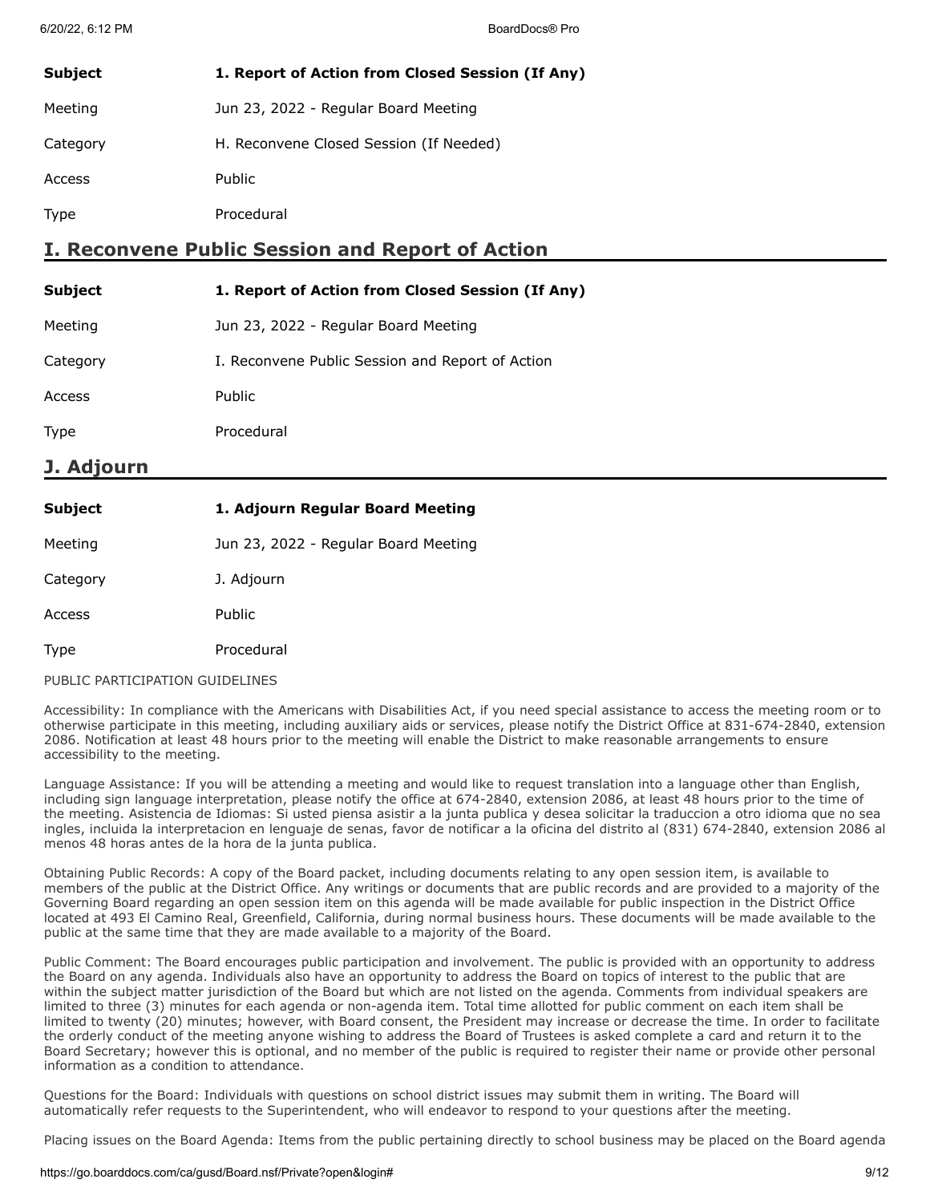| | |
|---|---|
| **Subject** | **1. Report of Action from Closed Session (If Any)** |
| Meeting | Jun 23, 2022 - Regular Board Meeting |
| Category | H. Reconvene Closed Session (If Needed) |
| Access | Public |
| Type | Procedural |

## I. Reconvene Public Session and Report of Action

| | |
|---|---|
| **Subject** | **1. Report of Action from Closed Session (If Any)** |
| Meeting | Jun 23, 2022 - Regular Board Meeting |
| Category | I. Reconvene Public Session and Report of Action |
| Access | Public |
| Type | Procedural |

## J. Adjourn

| | |
|---|---|
| **Subject** | **1. Adjourn Regular Board Meeting** |
| Meeting | Jun 23, 2022 - Regular Board Meeting |
| Category | J. Adjourn |
| Access | Public |
| Type | Procedural |

PUBLIC PARTICIPATION GUIDELINES

Accessibility: In compliance with the Americans with Disabilities Act, if you need special assistance to access the meeting room or to otherwise participate in this meeting, including auxiliary aids or services, please notify the District Office at 831-674-2840, extension 2086. Notification at least 48 hours prior to the meeting will enable the District to make reasonable arrangements to ensure accessibility to the meeting.

Language Assistance: If you will be attending a meeting and would like to request translation into a language other than English, including sign language interpretation, please notify the office at 674-2840, extension 2086, at least 48 hours prior to the time of the meeting. Asistencia de Idiomas: Si usted piensa asistir a la junta publica y desea solicitar la traduccion a otro idioma que no sea ingles, incluida la interpretacion en lenguaje de senas, favor de notificar a la oficina del distrito al (831) 674-2840, extension 2086 al menos 48 horas antes de la hora de la junta publica.

Obtaining Public Records: A copy of the Board packet, including documents relating to any open session item, is available to members of the public at the District Office. Any writings or documents that are public records and are provided to a majority of the Governing Board regarding an open session item on this agenda will be made available for public inspection in the District Office located at 493 El Camino Real, Greenfield, California, during normal business hours. These documents will be made available to the public at the same time that they are made available to a majority of the Board.

Public Comment: The Board encourages public participation and involvement. The public is provided with an opportunity to address the Board on any agenda. Individuals also have an opportunity to address the Board on topics of interest to the public that are within the subject matter jurisdiction of the Board but which are not listed on the agenda. Comments from individual speakers are limited to three (3) minutes for each agenda or non-agenda item. Total time allotted for public comment on each item shall be limited to twenty (20) minutes; however, with Board consent, the President may increase or decrease the time. In order to facilitate the orderly conduct of the meeting anyone wishing to address the Board of Trustees is asked complete a card and return it to the Board Secretary; however this is optional, and no member of the public is required to register their name or provide other personal information as a condition to attendance.

Questions for the Board: Individuals with questions on school district issues may submit them in writing. The Board will automatically refer requests to the Superintendent, who will endeavor to respond to your questions after the meeting.

Placing issues on the Board Agenda: Items from the public pertaining directly to school business may be placed on the Board agenda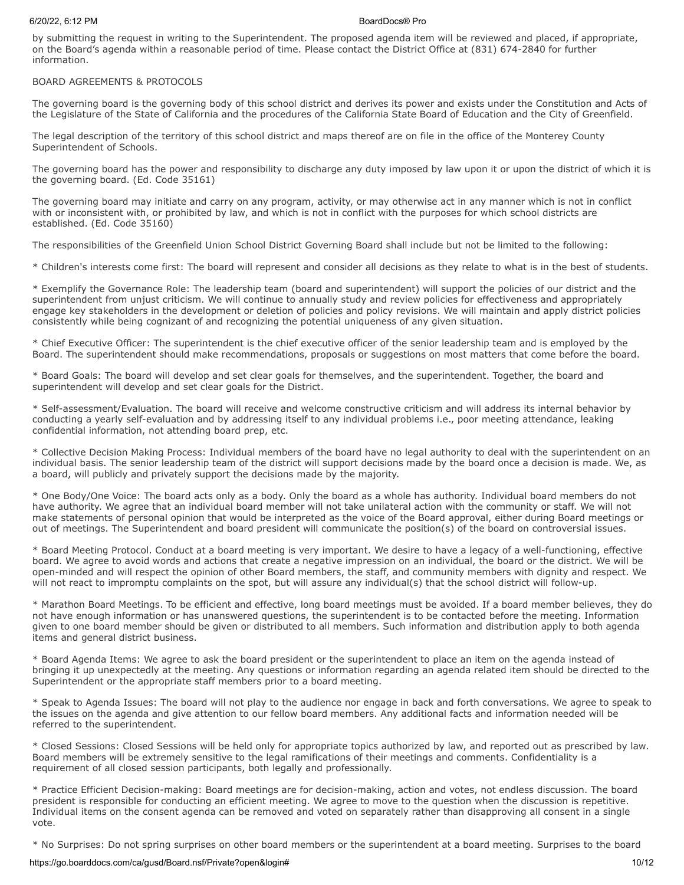by submitting the request in writing to the Superintendent. The proposed agenda item will be reviewed and placed, if appropriate, on the Board's agenda within a reasonable period of time. Please contact the District Office at (831) 674-2840 for further information.

BOARD AGREEMENTS & PROTOCOLS

The governing board is the governing body of this school district and derives its power and exists under the Constitution and Acts of the Legislature of the State of California and the procedures of the California State Board of Education and the City of Greenfield.

The legal description of the territory of this school district and maps thereof are on file in the office of the Monterey County Superintendent of Schools.

The governing board has the power and responsibility to discharge any duty imposed by law upon it or upon the district of which it is the governing board. (Ed. Code 35161)

The governing board may initiate and carry on any program, activity, or may otherwise act in any manner which is not in conflict with or inconsistent with, or prohibited by law, and which is not in conflict with the purposes for which school districts are established. (Ed. Code 35160)

The responsibilities of the Greenfield Union School District Governing Board shall include but not be limited to the following:

* Children's interests come first: The board will represent and consider all decisions as they relate to what is in the best of students.

* Exemplify the Governance Role: The leadership team (board and superintendent) will support the policies of our district and the superintendent from unjust criticism. We will continue to annually study and review policies for effectiveness and appropriately engage key stakeholders in the development or deletion of policies and policy revisions. We will maintain and apply district policies consistently while being cognizant of and recognizing the potential uniqueness of any given situation.

* Chief Executive Officer: The superintendent is the chief executive officer of the senior leadership team and is employed by the Board. The superintendent should make recommendations, proposals or suggestions on most matters that come before the board.

* Board Goals: The board will develop and set clear goals for themselves, and the superintendent. Together, the board and superintendent will develop and set clear goals for the District.

* Self-assessment/Evaluation. The board will receive and welcome constructive criticism and will address its internal behavior by conducting a yearly self-evaluation and by addressing itself to any individual problems i.e., poor meeting attendance, leaking confidential information, not attending board prep, etc.

* Collective Decision Making Process: Individual members of the board have no legal authority to deal with the superintendent on an individual basis. The senior leadership team of the district will support decisions made by the board once a decision is made. We, as a board, will publicly and privately support the decisions made by the majority.

* One Body/One Voice: The board acts only as a body. Only the board as a whole has authority. Individual board members do not have authority. We agree that an individual board member will not take unilateral action with the community or staff. We will not make statements of personal opinion that would be interpreted as the voice of the Board approval, either during Board meetings or out of meetings. The Superintendent and board president will communicate the position(s) of the board on controversial issues.

* Board Meeting Protocol. Conduct at a board meeting is very important. We desire to have a legacy of a well-functioning, effective board. We agree to avoid words and actions that create a negative impression on an individual, the board or the district. We will be open-minded and will respect the opinion of other Board members, the staff, and community members with dignity and respect. We will not react to impromptu complaints on the spot, but will assure any individual(s) that the school district will follow-up.

* Marathon Board Meetings. To be efficient and effective, long board meetings must be avoided. If a board member believes, they do not have enough information or has unanswered questions, the superintendent is to be contacted before the meeting. Information given to one board member should be given or distributed to all members. Such information and distribution apply to both agenda items and general district business.

* Board Agenda Items: We agree to ask the board president or the superintendent to place an item on the agenda instead of bringing it up unexpectedly at the meeting. Any questions or information regarding an agenda related item should be directed to the Superintendent or the appropriate staff members prior to a board meeting.

* Speak to Agenda Issues: The board will not play to the audience nor engage in back and forth conversations. We agree to speak to the issues on the agenda and give attention to our fellow board members. Any additional facts and information needed will be referred to the superintendent.

* Closed Sessions: Closed Sessions will be held only for appropriate topics authorized by law, and reported out as prescribed by law. Board members will be extremely sensitive to the legal ramifications of their meetings and comments. Confidentiality is a requirement of all closed session participants, both legally and professionally.

* Practice Efficient Decision-making: Board meetings are for decision-making, action and votes, not endless discussion. The board president is responsible for conducting an efficient meeting. We agree to move to the question when the discussion is repetitive. Individual items on the consent agenda can be removed and voted on separately rather than disapproving all consent in a single vote.

* No Surprises: Do not spring surprises on other board members or the superintendent at a board meeting. Surprises to the board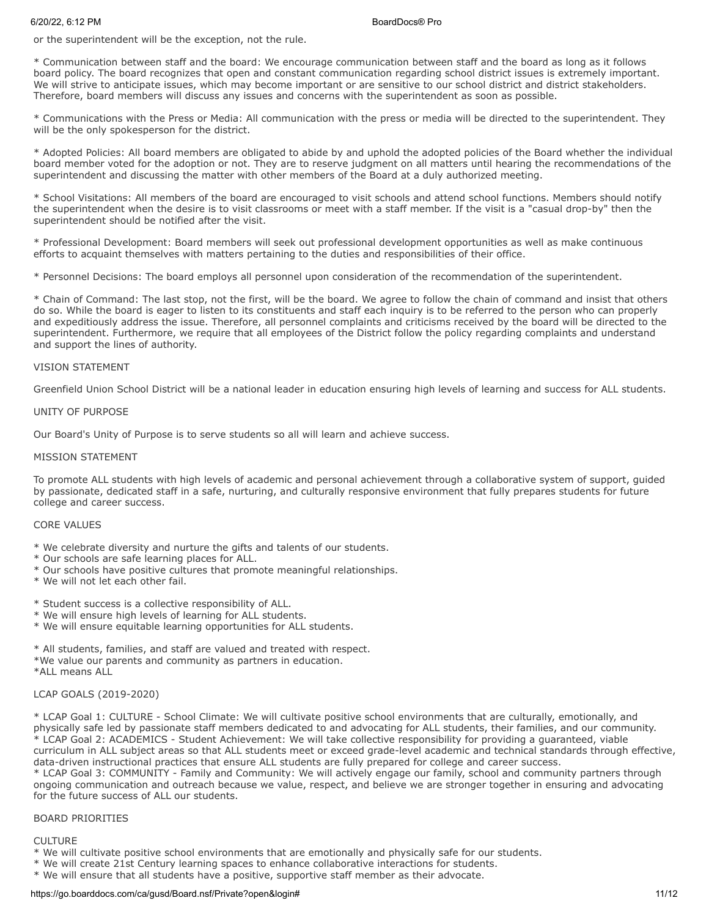or the superintendent will be the exception, not the rule.

* Communication between staff and the board: We encourage communication between staff and the board as long as it follows board policy. The board recognizes that open and constant communication regarding school district issues is extremely important. We will strive to anticipate issues, which may become important or are sensitive to our school district and district stakeholders. Therefore, board members will discuss any issues and concerns with the superintendent as soon as possible.

* Communications with the Press or Media: All communication with the press or media will be directed to the superintendent. They will be the only spokesperson for the district.

* Adopted Policies: All board members are obligated to abide by and uphold the adopted policies of the Board whether the individual board member voted for the adoption or not. They are to reserve judgment on all matters until hearing the recommendations of the superintendent and discussing the matter with other members of the Board at a duly authorized meeting.

* School Visitations: All members of the board are encouraged to visit schools and attend school functions. Members should notify the superintendent when the desire is to visit classrooms or meet with a staff member. If the visit is a "casual drop-by" then the superintendent should be notified after the visit.

* Professional Development: Board members will seek out professional development opportunities as well as make continuous efforts to acquaint themselves with matters pertaining to the duties and responsibilities of their office.

* Personnel Decisions: The board employs all personnel upon consideration of the recommendation of the superintendent.

* Chain of Command: The last stop, not the first, will be the board. We agree to follow the chain of command and insist that others do so. While the board is eager to listen to its constituents and staff each inquiry is to be referred to the person who can properly and expeditiously address the issue. Therefore, all personnel complaints and criticisms received by the board will be directed to the superintendent. Furthermore, we require that all employees of the District follow the policy regarding complaints and understand and support the lines of authority.

VISION STATEMENT

Greenfield Union School District will be a national leader in education ensuring high levels of learning and success for ALL students.

UNITY OF PURPOSE

Our Board's Unity of Purpose is to serve students so all will learn and achieve success.

MISSION STATEMENT

To promote ALL students with high levels of academic and personal achievement through a collaborative system of support, guided by passionate, dedicated staff in a safe, nurturing, and culturally responsive environment that fully prepares students for future college and career success.

CORE VALUES

* We celebrate diversity and nurture the gifts and talents of our students.
* Our schools are safe learning places for ALL.
* Our schools have positive cultures that promote meaningful relationships.
* We will not let each other fail.

* Student success is a collective responsibility of ALL.
* We will ensure high levels of learning for ALL students.
* We will ensure equitable learning opportunities for ALL students.

* All students, families, and staff are valued and treated with respect.
*We value our parents and community as partners in education.
*ALL means ALL

LCAP GOALS (2019-2020)

* LCAP Goal 1: CULTURE - School Climate: We will cultivate positive school environments that are culturally, emotionally, and physically safe led by passionate staff members dedicated to and advocating for ALL students, their families, and our community.
* LCAP Goal 2: ACADEMICS - Student Achievement: We will take collective responsibility for providing a guaranteed, viable curriculum in ALL subject areas so that ALL students meet or exceed grade-level academic and technical standards through effective, data-driven instructional practices that ensure ALL students are fully prepared for college and career success.
* LCAP Goal 3: COMMUNITY - Family and Community: We will actively engage our family, school and community partners through ongoing communication and outreach because we value, respect, and believe we are stronger together in ensuring and advocating for the future success of ALL our students.

BOARD PRIORITIES

CULTURE
* We will cultivate positive school environments that are emotionally and physically safe for our students.
* We will create 21st Century learning spaces to enhance collaborative interactions for students.
* We will ensure that all students have a positive, supportive staff member as their advocate.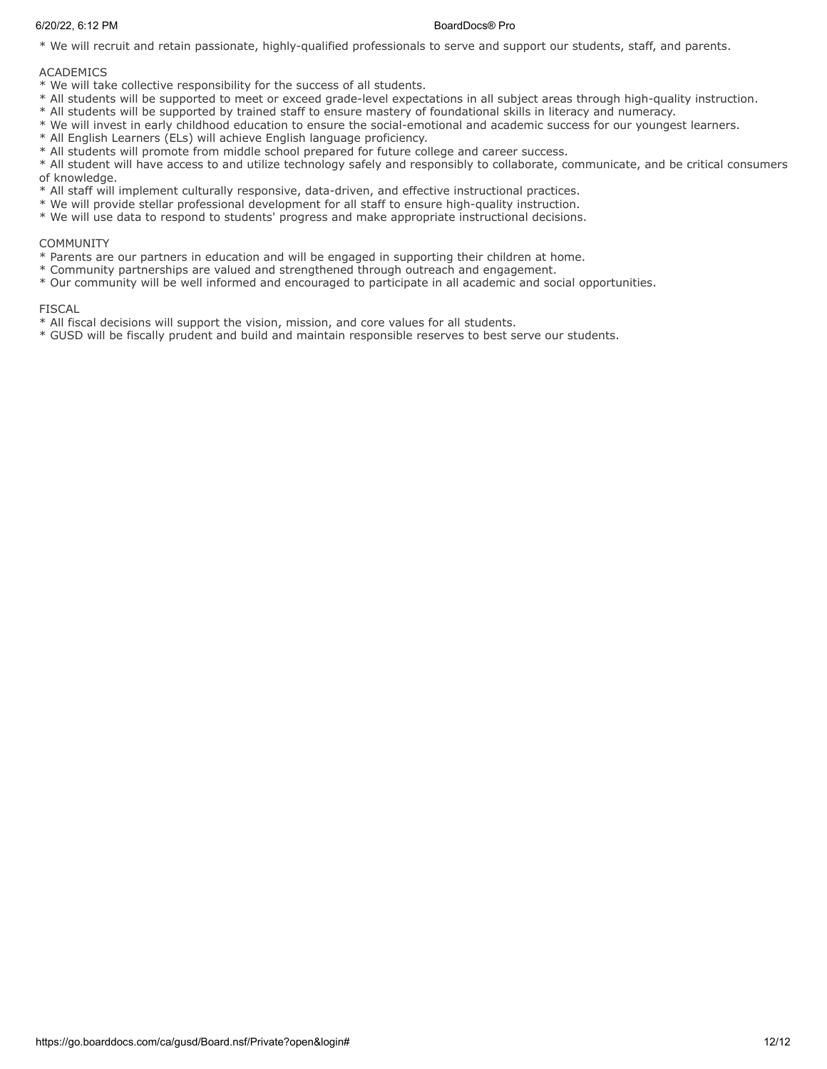* We will recruit and retain passionate, highly-qualified professionals to serve and support our students, staff, and parents.

ACADEMICS
* We will take collective responsibility for the success of all students.
* All students will be supported to meet or exceed grade-level expectations in all subject areas through high-quality instruction.
* All students will be supported by trained staff to ensure mastery of foundational skills in literacy and numeracy.
* We will invest in early childhood education to ensure the social-emotional and academic success for our youngest learners.
* All English Learners (ELs) will achieve English language proficiency.
* All students will promote from middle school prepared for future college and career success.
* All student will have access to and utilize technology safely and responsibly to collaborate, communicate, and be critical consumers of knowledge.
* All staff will implement culturally responsive, data-driven, and effective instructional practices.
* We will provide stellar professional development for all staff to ensure high-quality instruction.
* We will use data to respond to students' progress and make appropriate instructional decisions.

COMMUNITY
* Parents are our partners in education and will be engaged in supporting their children at home.
* Community partnerships are valued and strengthened through outreach and engagement.
* Our community will be well informed and encouraged to participate in all academic and social opportunities.

FISCAL
* All fiscal decisions will support the vision, mission, and core values for all students.
* GUSD will be fiscally prudent and build and maintain responsible reserves to best serve our students.